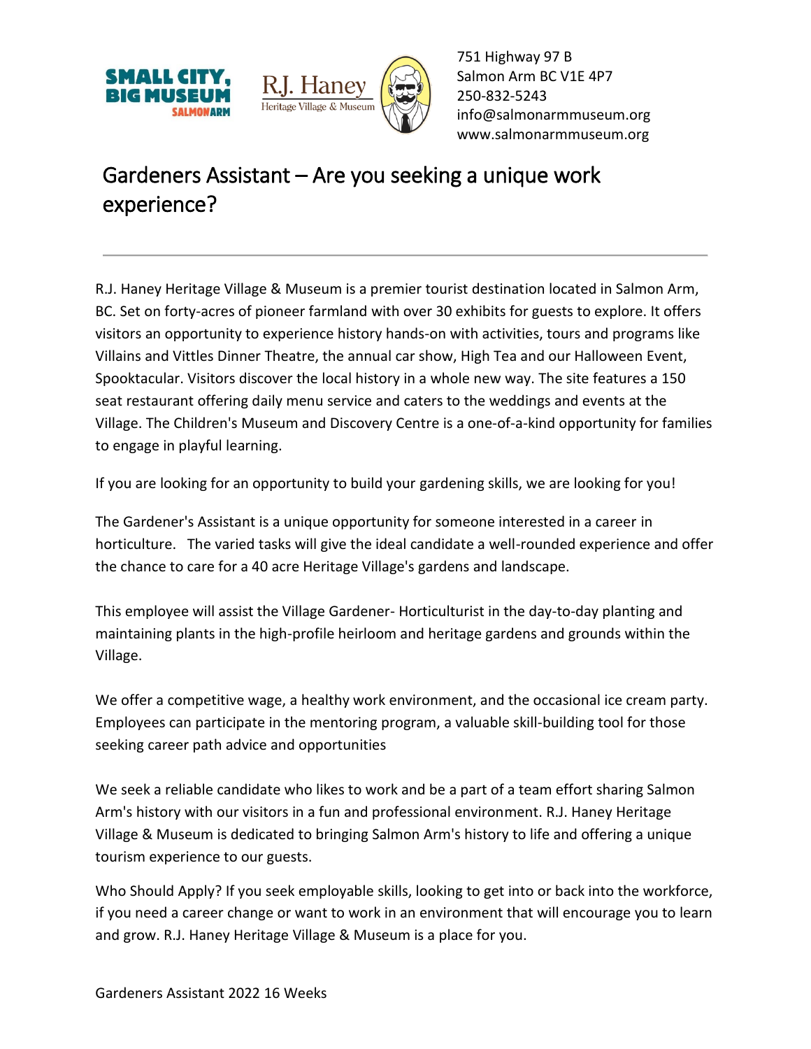SMALL CITY, BIG MUSEUM SALMON ARM

R.J. Haney Heritage Village & Museum

751 Highway 97 B
Salmon Arm BC V1E 4P7
250-832-5243
info@salmonarmmuseum.org
www.salmonarmmuseum.org

# Gardeners Assistant – Are you seeking a unique work experience?

---

R.J. Haney Heritage Village & Museum is a premier tourist destination located in Salmon Arm, BC. Set on forty-acres of pioneer farmland with over 30 exhibits for guests to explore. It offers visitors an opportunity to experience history hands-on with activities, tours and programs like Villains and Vittles Dinner Theatre, the annual car show, High Tea and our Halloween Event, Spooktacular. Visitors discover the local history in a whole new way. The site features a 150 seat restaurant offering daily menu service and caters to the weddings and events at the Village. The Children's Museum and Discovery Centre is a one-of-a-kind opportunity for families to engage in playful learning.

If you are looking for an opportunity to build your gardening skills, we are looking for you!

The Gardener's Assistant is a unique opportunity for someone interested in a career in horticulture. The varied tasks will give the ideal candidate a well-rounded experience and offer the chance to care for a 40 acre Heritage Village's gardens and landscape.

This employee will assist the Village Gardener- Horticulturist in the day-to-day planting and maintaining plants in the high-profile heirloom and heritage gardens and grounds within the Village.

We offer a competitive wage, a healthy work environment, and the occasional ice cream party. Employees can participate in the mentoring program, a valuable skill-building tool for those seeking career path advice and opportunities

We seek a reliable candidate who likes to work and be a part of a team effort sharing Salmon Arm's history with our visitors in a fun and professional environment. R.J. Haney Heritage Village & Museum is dedicated to bringing Salmon Arm's history to life and offering a unique tourism experience to our guests.

Who Should Apply? If you seek employable skills, looking to get into or back into the workforce, if you need a career change or want to work in an environment that will encourage you to learn and grow. R.J. Haney Heritage Village & Museum is a place for you.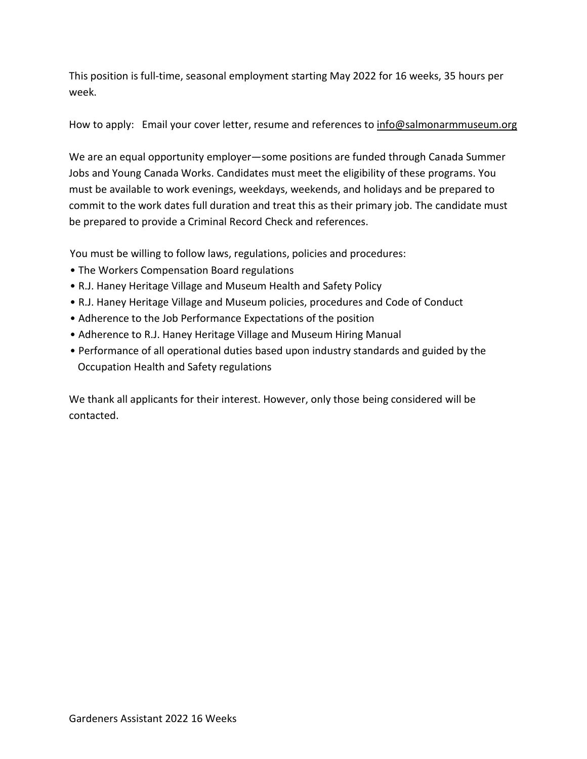This position is full-time, seasonal employment starting May 2022 for 16 weeks, 35 hours per week.

How to apply: Email your cover letter, resume and references to info@salmonarmmuseum.org

We are an equal opportunity employer—some positions are funded through Canada Summer Jobs and Young Canada Works. Candidates must meet the eligibility of these programs. You must be available to work evenings, weekdays, weekends, and holidays and be prepared to commit to the work dates full duration and treat this as their primary job. The candidate must be prepared to provide a Criminal Record Check and references.

You must be willing to follow laws, regulations, policies and procedures:

- The Workers Compensation Board regulations
- R.J. Haney Heritage Village and Museum Health and Safety Policy
- R.J. Haney Heritage Village and Museum policies, procedures and Code of Conduct
- Adherence to the Job Performance Expectations of the position
- Adherence to R.J. Haney Heritage Village and Museum Hiring Manual
- Performance of all operational duties based upon industry standards and guided by the Occupation Health and Safety regulations

We thank all applicants for their interest. However, only those being considered will be contacted.